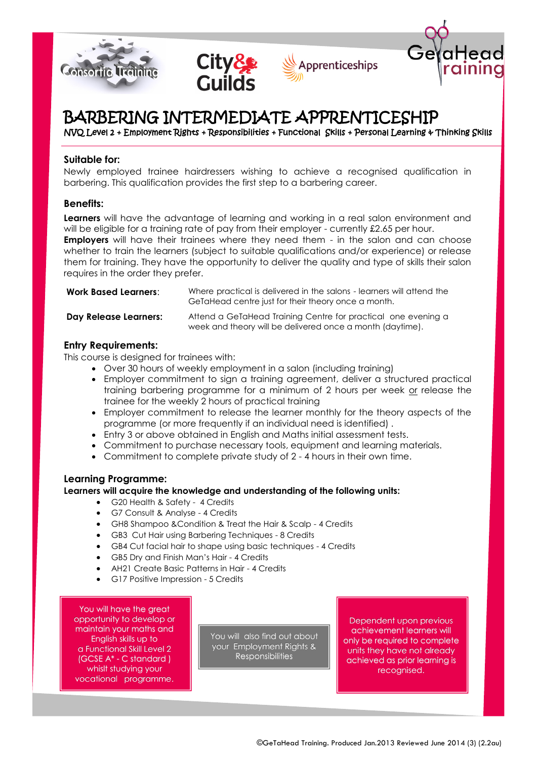# BARBERING INTERMEDIATE APPRENTICESHIP

NVQ Level 2 + Employment Rights + Responsibilities + Functional Skills + Personal Learning & Thinking Skills

## Suitable for:

Newly employed trainee hairdressers wishing to achieve a recognised qualification in barbering. This qualification provides the first step to a barbering career.

## Benefits:

**Learners** will have the advantage of learning and working in a real salon environment and will be eligible for a training rate of pay from their employer - currently £2.65 per hour.
**Employers** will have their trainees where they need them - in the salon and can choose whether to train the learners (subject to suitable qualifications and/or experience) or release them for training. They have the opportunity to deliver the quality and type of skills their salon requires in the order they prefer.

| | |
|---|---|
| **Work Based Learners**: | Where practical is delivered in the salons - learners will attend the GeTaHead centre just for their theory once a month. |
| **Day Release Learners:** | Attend a GeTaHead Training Centre for practical one evening a week and theory will be delivered once a month (daytime). |

## Entry Requirements:

This course is designed for trainees with:

- Over 30 hours of weekly employment in a salon (including training)
- Employer commitment to sign a training agreement, deliver a structured practical training barbering programme for a minimum of 2 hours per week <u>or</u> release the trainee for the weekly 2 hours of practical training
- Employer commitment to release the learner monthly for the theory aspects of the programme (or more frequently if an individual need is identified) .
- Entry 3 or above obtained in English and Maths initial assessment tests.
- Commitment to purchase necessary tools, equipment and learning materials.
- Commitment to complete private study of 2 - 4 hours in their own time.

## Learning Programme:

**Learners will acquire the knowledge and understanding of the following units:**

- G20 Health & Safety - 4 Credits
- G7 Consult & Analyse - 4 Credits
- GH8 Shampoo &Condition & Treat the Hair & Scalp - 4 Credits
- GB3 Cut Hair using Barbering Techniques - 8 Credits
- GB4 Cut facial hair to shape using basic techniques - 4 Credits
- GB5 Dry and Finish Man's Hair - 4 Credits
- AH21 Create Basic Patterns in Hair - 4 Credits
- G17 Positive Impression - 5 Credits

You will have the great opportunity to develop or maintain your maths and English skills up to a Functional Skill Level 2 (GCSE A* - C standard ) whilst studying your vocational programme.

You will also find out about your Employment Rights & Responsibilities

Dependent upon previous achievement learners will only be required to complete units they have not already achieved as prior learning is recognised.

©GeTaHead Training. Produced Jan.2013 Reviewed June 2014 (3) (2.2au)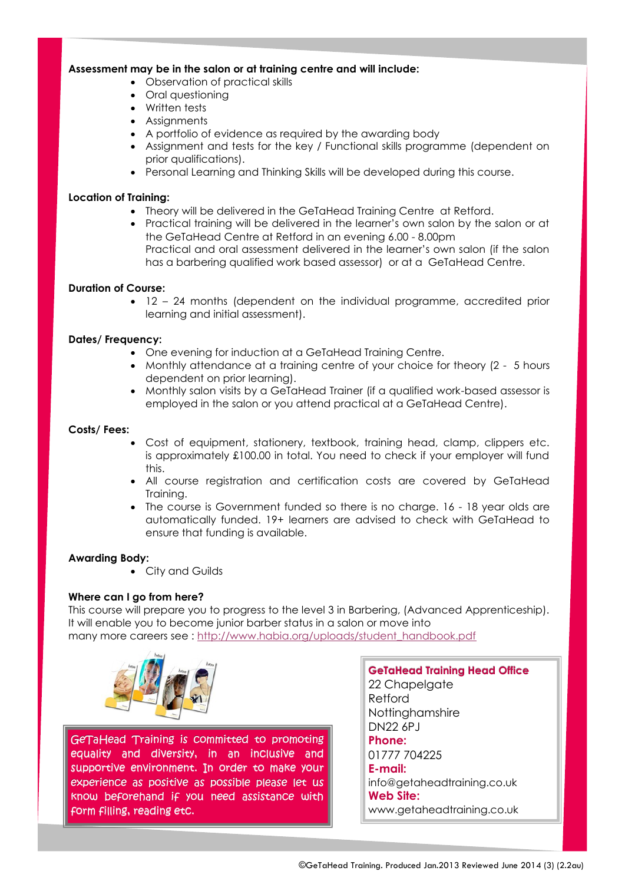**Assessment may be in the salon or at training centre and will include:**

- Observation of practical skills
- Oral questioning
- Written tests
- Assignments
- A portfolio of evidence as required by the awarding body
- Assignment and tests for the key / Functional skills programme (dependent on prior qualifications).
- Personal Learning and Thinking Skills will be developed during this course.

**Location of Training:**

- Theory will be delivered in the GeTaHead Training Centre at Retford.
- Practical training will be delivered in the learner's own salon by the salon or at the GeTaHead Centre at Retford in an evening 6.00 - 8.00pm
  Practical and oral assessment delivered in the learner's own salon (if the salon has a barbering qualified work based assessor) or at a GeTaHead Centre.

**Duration of Course:**

- 12 – 24 months (dependent on the individual programme, accredited prior learning and initial assessment).

**Dates/ Frequency:**

- One evening for induction at a GeTaHead Training Centre.
- Monthly attendance at a training centre of your choice for theory (2 - 5 hours dependent on prior learning).
- Monthly salon visits by a GeTaHead Trainer (if a qualified work-based assessor is employed in the salon or you attend practical at a GeTaHead Centre).

**Costs/ Fees:**

- Cost of equipment, stationery, textbook, training head, clamp, clippers etc. is approximately £100.00 in total. You need to check if your employer will fund this.
- All course registration and certification costs are covered by GeTaHead Training.
- The course is Government funded so there is no charge. 16 - 18 year olds are automatically funded. 19+ learners are advised to check with GeTaHead to ensure that funding is available.

**Awarding Body:**

- City and Guilds

**Where can I go from here?**

This course will prepare you to progress to the level 3 in Barbering, (Advanced Apprenticeship). It will enable you to become junior barber status in a salon or move into many more careers see : http://www.habia.org/uploads/student_handbook.pdf

GeTaHead Training is committed to promoting equality and diversity, in an inclusive and supportive environment. In order to make your experience as positive as possible please let us know beforehand if you need assistance with form filling, reading etc.

**GeTaHead Training Head Office**
22 Chapelgate
Retford
Nottinghamshire
DN22 6PJ
**Phone:**
01777 704225
**E-mail:**
info@getaheadtraining.co.uk
**Web Site:**
www.getaheadtraining.co.uk

©GeTaHead Training. Produced Jan.2013 Reviewed June 2014 (3) (2.2au)